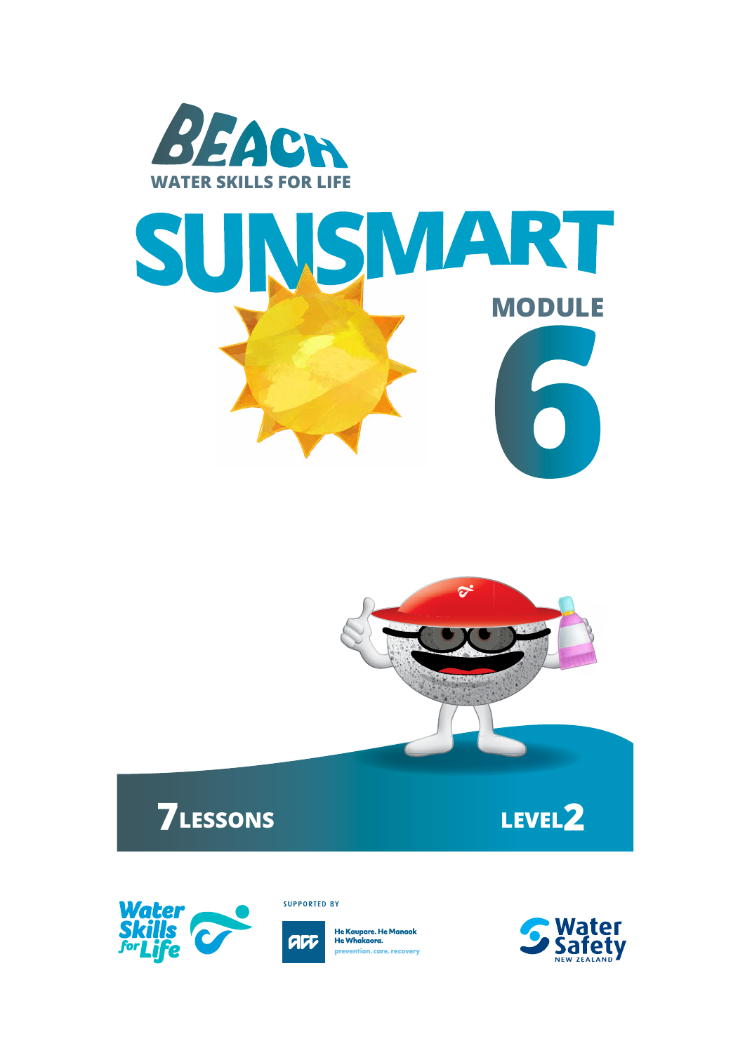# BEACH

WATER SKILLS FOR LIFE

# SUNSMART

## MODULE 6

**7 LESSONS**

**LEVEL 2**

Water Skills for Life

SUPPORTED BY

ACC He Kaupare. He Manaaki. He Whakaora. prevention. care. recovery

Water Safety New Zealand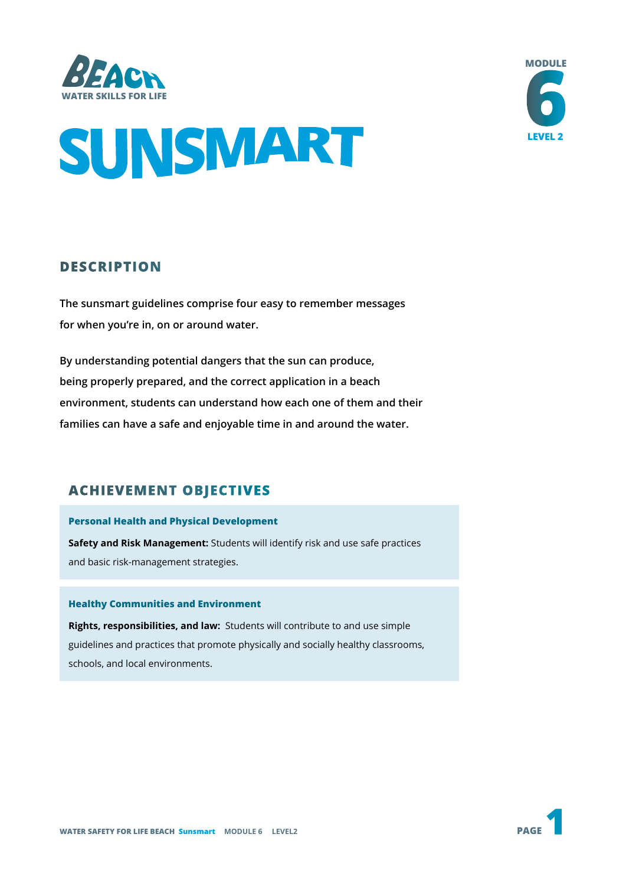BEACH
WATER SKILLS FOR LIFE

MODULE 6
LEVEL 2

# SUNSMART

## DESCRIPTION

**The sunsmart guidelines comprise four easy to remember messages for when you're in, on or around water.**

**By understanding potential dangers that the sun can produce, being properly prepared, and the correct application in a beach environment, students can understand how each one of them and their families can have a safe and enjoyable time in and around the water.**

## ACHIEVEMENT OBJECTIVES

### Personal Health and Physical Development

**Safety and Risk Management:** Students will identify risk and use safe practices and basic risk-management strategies.

### Healthy Communities and Environment

**Rights, responsibilities, and law:** Students will contribute to and use simple guidelines and practices that promote physically and socially healthy classrooms, schools, and local environments.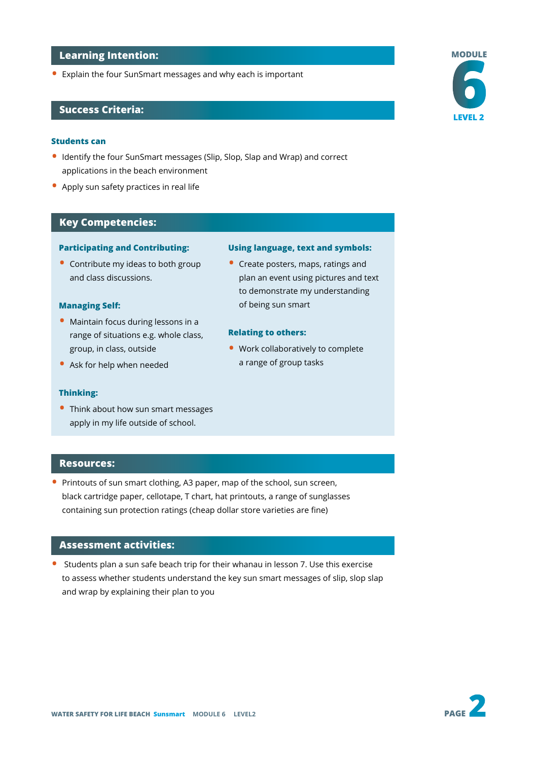## Learning Intention:

- Explain the four SunSmart messages and why each is important

## Success Criteria:

**Students can**

- Identify the four SunSmart messages (Slip, Slop, Slap and Wrap) and correct applications in the beach environment
- Apply sun safety practices in real life

## Key Competencies:

**Participating and Contributing:**

- Contribute my ideas to both group and class discussions.

**Managing Self:**

- Maintain focus during lessons in a range of situations e.g. whole class, group, in class, outside
- Ask for help when needed

**Thinking:**

- Think about how sun smart messages apply in my life outside of school.

**Using language, text and symbols:**

- Create posters, maps, ratings and plan an event using pictures and text to demonstrate my understanding of being sun smart

**Relating to others:**

- Work collaboratively to complete a range of group tasks

## Resources:

- Printouts of sun smart clothing, A3 paper, map of the school, sun screen, black cartridge paper, cellotape, T chart, hat printouts, a range of sunglasses containing sun protection ratings (cheap dollar store varieties are fine)

## Assessment activities:

- Students plan a sun safe beach trip for their whanau in lesson 7. Use this exercise to assess whether students understand the key sun smart messages of slip, slop slap and wrap by explaining their plan to you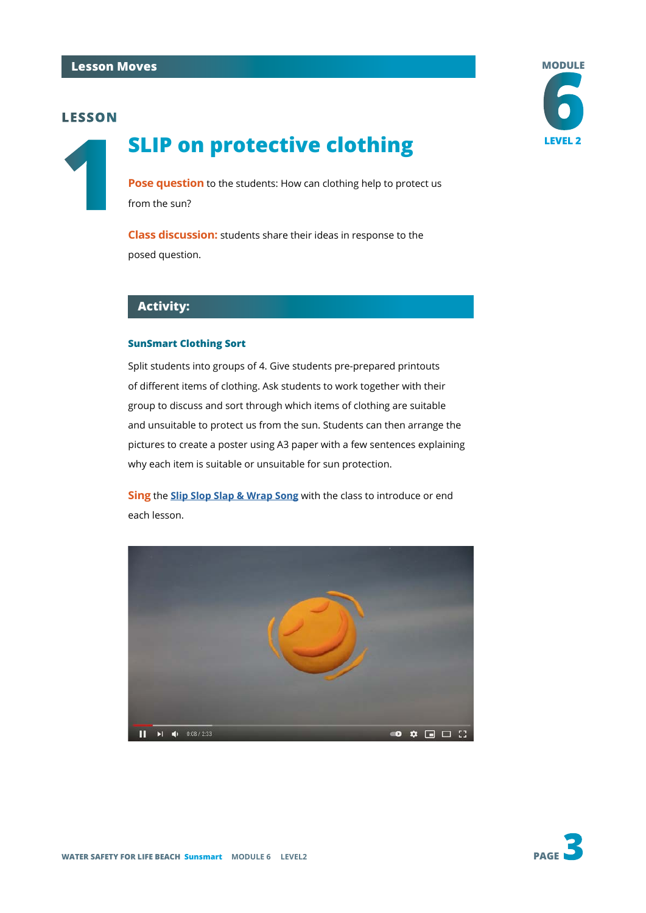## Lesson Moves

### LESSON 1

# SLIP on protective clothing

**Pose question** to the students: How can clothing help to protect us from the sun?

**Class discussion:** students share their ideas in response to the posed question.

## Activity:

### SunSmart Clothing Sort

Split students into groups of 4. Give students pre-prepared printouts of different items of clothing. Ask students to work together with their group to discuss and sort through which items of clothing are suitable and unsuitable to protect us from the sun. Students can then arrange the pictures to create a poster using A3 paper with a few sentences explaining why each item is suitable or unsuitable for sun protection.

**Sing** the Slip Slop Slap & Wrap Song with the class to introduce or end each lesson.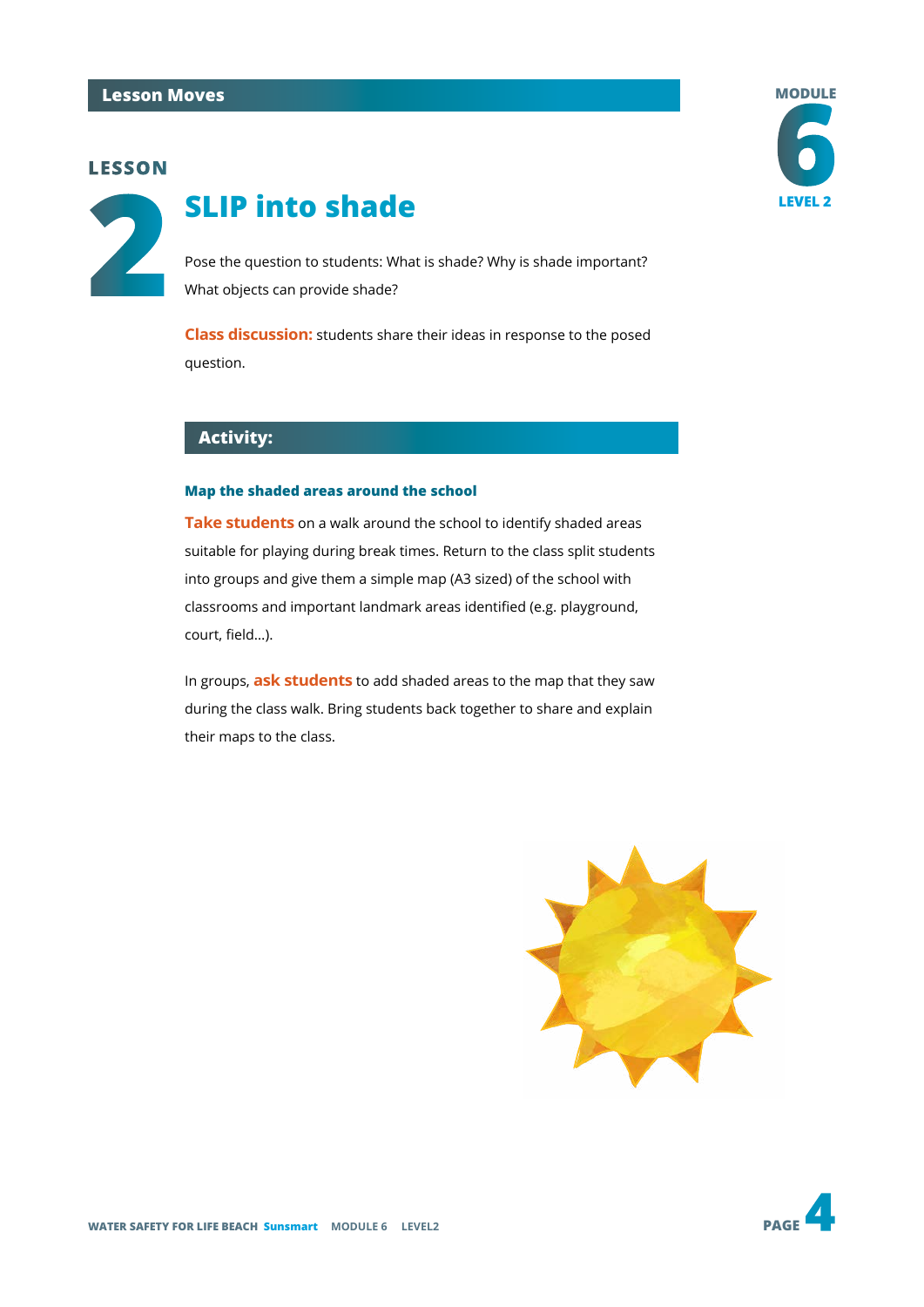## Lesson Moves

MODULE 6 LEVEL 2

# LESSON 2 SLIP into shade

Pose the question to students: What is shade? Why is shade important? What objects can provide shade?

**Class discussion:** students share their ideas in response to the posed question.

## Activity:

### Map the shaded areas around the school

**Take students** on a walk around the school to identify shaded areas suitable for playing during break times. Return to the class split students into groups and give them a simple map (A3 sized) of the school with classrooms and important landmark areas identified (e.g. playground, court, field…).

In groups, **ask students** to add shaded areas to the map that they saw during the class walk. Bring students back together to share and explain their maps to the class.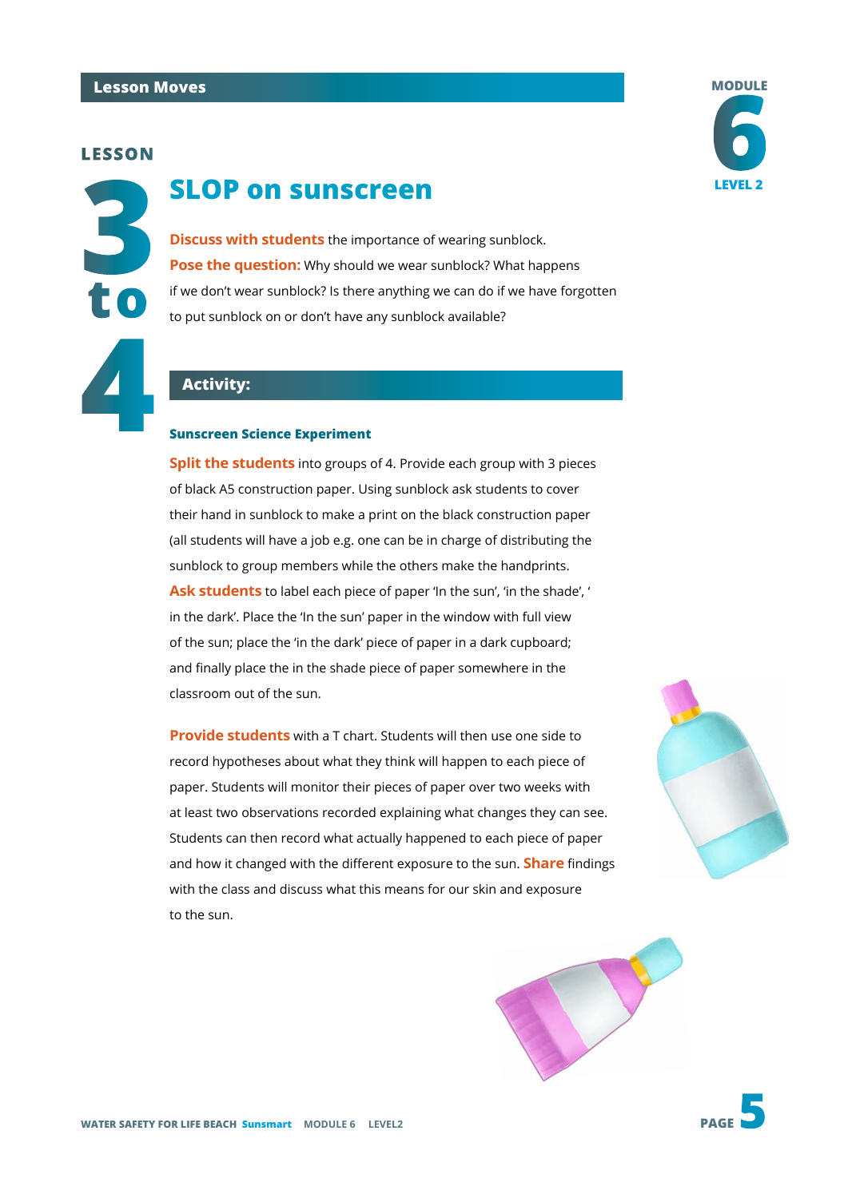## Lesson Moves

**LESSON 3 to 4**

# SLOP on sunscreen

**Discuss with students** the importance of wearing sunblock.
**Pose the question:** Why should we wear sunblock? What happens if we don't wear sunblock? Is there anything we can do if we have forgotten to put sunblock on or don't have any sunblock available?

## Activity:

### Sunscreen Science Experiment

**Split the students** into groups of 4. Provide each group with 3 pieces of black A5 construction paper. Using sunblock ask students to cover their hand in sunblock to make a print on the black construction paper (all students will have a job e.g. one can be in charge of distributing the sunblock to group members while the others make the handprints. **Ask students** to label each piece of paper 'In the sun', 'in the shade', ' in the dark'. Place the 'In the sun' paper in the window with full view of the sun; place the 'in the dark' piece of paper in a dark cupboard; and finally place the in the shade piece of paper somewhere in the classroom out of the sun.

**Provide students** with a T chart. Students will then use one side to record hypotheses about what they think will happen to each piece of paper. Students will monitor their pieces of paper over two weeks with at least two observations recorded explaining what changes they can see. Students can then record what actually happened to each piece of paper and how it changed with the different exposure to the sun. **Share** findings with the class and discuss what this means for our skin and exposure to the sun.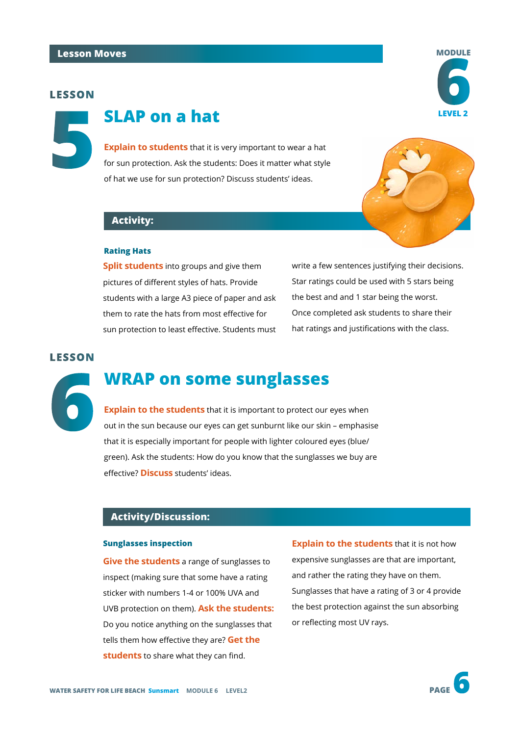Lesson Moves

MODULE 6 LEVEL 2

## LESSON 5

# SLAP on a hat

**Explain to students** that it is very important to wear a hat for sun protection. Ask the students: Does it matter what style of hat we use for sun protection? Discuss students' ideas.

### Activity:

**Rating Hats**

**Split students** into groups and give them pictures of different styles of hats. Provide students with a large A3 piece of paper and ask them to rate the hats from most effective for sun protection to least effective. Students must write a few sentences justifying their decisions. Star ratings could be used with 5 stars being the best and and 1 star being the worst. Once completed ask students to share their hat ratings and justifications with the class.

## LESSON 6

# WRAP on some sunglasses

**Explain to the students** that it is important to protect our eyes when out in the sun because our eyes can get sunburnt like our skin – emphasise that it is especially important for people with lighter coloured eyes (blue/green). Ask the students: How do you know that the sunglasses we buy are effective? **Discuss** students' ideas.

### Activity/Discussion:

**Sunglasses inspection**

**Give the students** a range of sunglasses to inspect (making sure that some have a rating sticker with numbers 1-4 or 100% UVA and UVB protection on them). **Ask the students:** Do you notice anything on the sunglasses that tells them how effective they are? **Get the students** to share what they can find.

**Explain to the students** that it is not how expensive sunglasses are that are important, and rather the rating they have on them. Sunglasses that have a rating of 3 or 4 provide the best protection against the sun absorbing or reflecting most UV rays.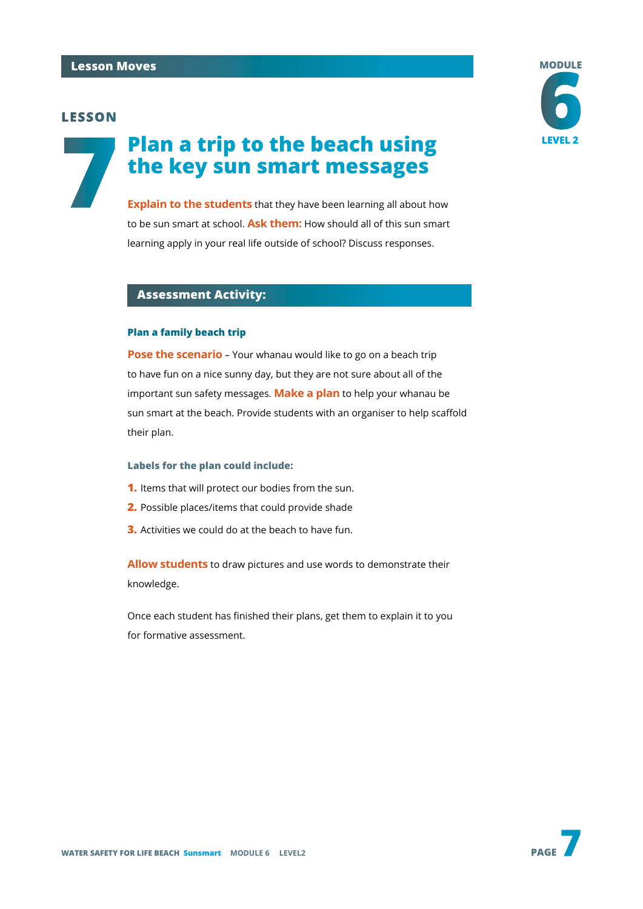Lesson Moves

MODULE 6 LEVEL 2

## LESSON 7

# Plan a trip to the beach using the key sun smart messages

**Explain to the students** that they have been learning all about how to be sun smart at school. **Ask them:** How should all of this sun smart learning apply in your real life outside of school? Discuss responses.

## Assessment Activity:

### Plan a family beach trip

**Pose the scenario** – Your whanau would like to go on a beach trip to have fun on a nice sunny day, but they are not sure about all of the important sun safety messages. **Make a plan** to help your whanau be sun smart at the beach. Provide students with an organiser to help scaffold their plan.

**Labels for the plan could include:**

1. Items that will protect our bodies from the sun.
2. Possible places/items that could provide shade
3. Activities we could do at the beach to have fun.

**Allow students** to draw pictures and use words to demonstrate their knowledge.

Once each student has finished their plans, get them to explain it to you for formative assessment.